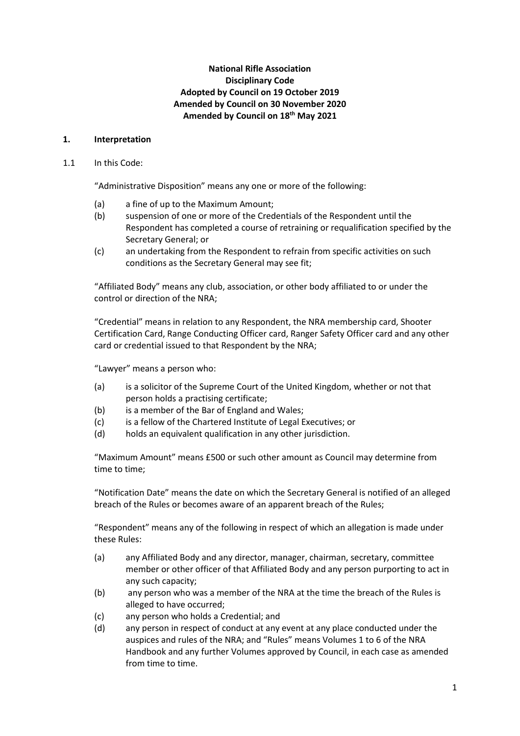**National Rifle Association**
**Disciplinary Code**
**Adopted by Council on 19 October 2019**
**Amended by Council on 30 November 2020**
**Amended by Council on 18th May 2021**

## 1. Interpretation

1.1 In this Code:

"Administrative Disposition" means any one or more of the following:

(a) a fine of up to the Maximum Amount;
(b) suspension of one or more of the Credentials of the Respondent until the Respondent has completed a course of retraining or requalification specified by the Secretary General; or
(c) an undertaking from the Respondent to refrain from specific activities on such conditions as the Secretary General may see fit;

"Affiliated Body" means any club, association, or other body affiliated to or under the control or direction of the NRA;

"Credential" means in relation to any Respondent, the NRA membership card, Shooter Certification Card, Range Conducting Officer card, Ranger Safety Officer card and any other card or credential issued to that Respondent by the NRA;

"Lawyer" means a person who:

(a) is a solicitor of the Supreme Court of the United Kingdom, whether or not that person holds a practising certificate;
(b) is a member of the Bar of England and Wales;
(c) is a fellow of the Chartered Institute of Legal Executives; or
(d) holds an equivalent qualification in any other jurisdiction.

"Maximum Amount" means £500 or such other amount as Council may determine from time to time;

"Notification Date" means the date on which the Secretary General is notified of an alleged breach of the Rules or becomes aware of an apparent breach of the Rules;

"Respondent" means any of the following in respect of which an allegation is made under these Rules:

(a) any Affiliated Body and any director, manager, chairman, secretary, committee member or other officer of that Affiliated Body and any person purporting to act in any such capacity;
(b) any person who was a member of the NRA at the time the breach of the Rules is alleged to have occurred;
(c) any person who holds a Credential; and
(d) any person in respect of conduct at any event at any place conducted under the auspices and rules of the NRA; and "Rules" means Volumes 1 to 6 of the NRA Handbook and any further Volumes approved by Council, in each case as amended from time to time.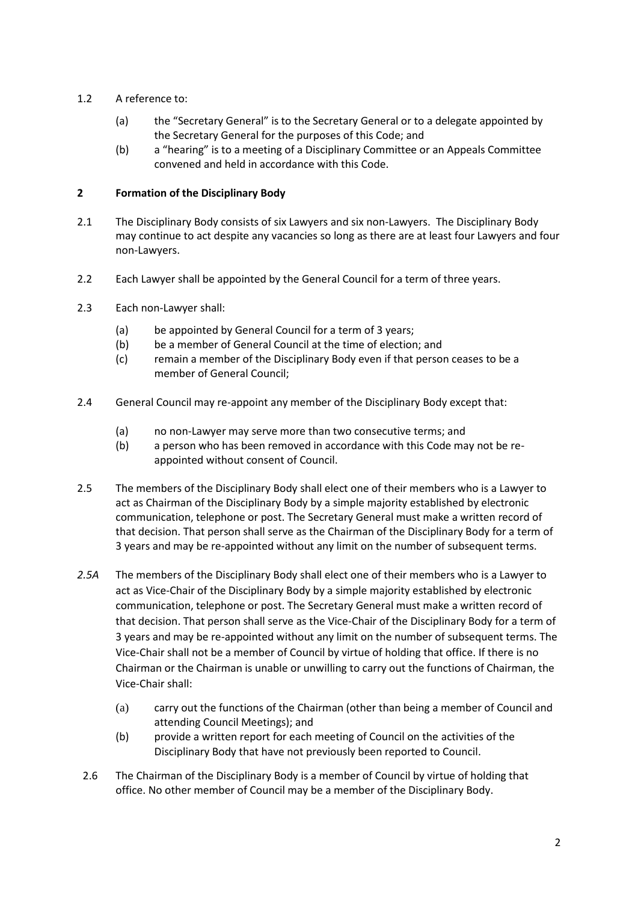1.2 A reference to:

(a) the "Secretary General" is to the Secretary General or to a delegate appointed by the Secretary General for the purposes of this Code; and

(b) a "hearing" is to a meeting of a Disciplinary Committee or an Appeals Committee convened and held in accordance with this Code.

## 2 Formation of the Disciplinary Body

2.1 The Disciplinary Body consists of six Lawyers and six non-Lawyers. The Disciplinary Body may continue to act despite any vacancies so long as there are at least four Lawyers and four non-Lawyers.

2.2 Each Lawyer shall be appointed by the General Council for a term of three years.

2.3 Each non-Lawyer shall:

(a) be appointed by General Council for a term of 3 years;

(b) be a member of General Council at the time of election; and

(c) remain a member of the Disciplinary Body even if that person ceases to be a member of General Council;

2.4 General Council may re-appoint any member of the Disciplinary Body except that:

(a) no non-Lawyer may serve more than two consecutive terms; and

(b) a person who has been removed in accordance with this Code may not be re-appointed without consent of Council.

2.5 The members of the Disciplinary Body shall elect one of their members who is a Lawyer to act as Chairman of the Disciplinary Body by a simple majority established by electronic communication, telephone or post. The Secretary General must make a written record of that decision. That person shall serve as the Chairman of the Disciplinary Body for a term of 3 years and may be re-appointed without any limit on the number of subsequent terms.

*2.5A* The members of the Disciplinary Body shall elect one of their members who is a Lawyer to act as Vice-Chair of the Disciplinary Body by a simple majority established by electronic communication, telephone or post. The Secretary General must make a written record of that decision. That person shall serve as the Vice-Chair of the Disciplinary Body for a term of 3 years and may be re-appointed without any limit on the number of subsequent terms. The Vice-Chair shall not be a member of Council by virtue of holding that office. If there is no Chairman or the Chairman is unable or unwilling to carry out the functions of Chairman, the Vice-Chair shall:

(a) carry out the functions of the Chairman (other than being a member of Council and attending Council Meetings); and

(b) provide a written report for each meeting of Council on the activities of the Disciplinary Body that have not previously been reported to Council.

2.6 The Chairman of the Disciplinary Body is a member of Council by virtue of holding that office. No other member of Council may be a member of the Disciplinary Body.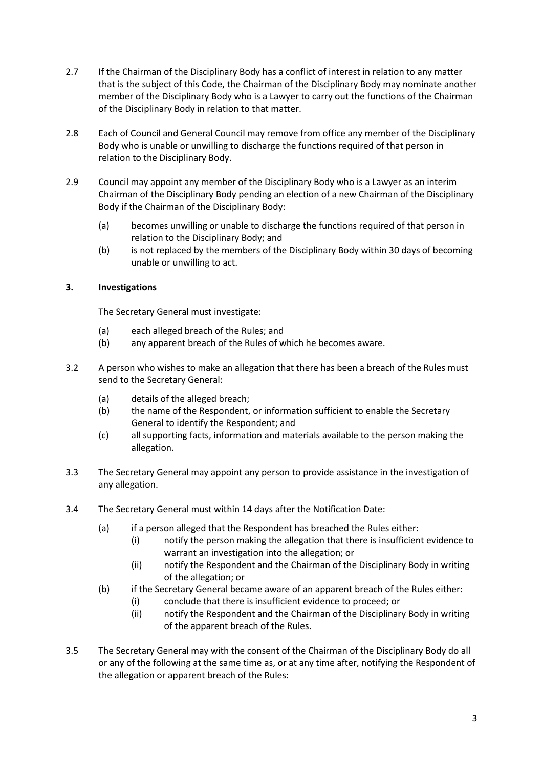2.7 If the Chairman of the Disciplinary Body has a conflict of interest in relation to any matter that is the subject of this Code, the Chairman of the Disciplinary Body may nominate another member of the Disciplinary Body who is a Lawyer to carry out the functions of the Chairman of the Disciplinary Body in relation to that matter.

2.8 Each of Council and General Council may remove from office any member of the Disciplinary Body who is unable or unwilling to discharge the functions required of that person in relation to the Disciplinary Body.

2.9 Council may appoint any member of the Disciplinary Body who is a Lawyer as an interim Chairman of the Disciplinary Body pending an election of a new Chairman of the Disciplinary Body if the Chairman of the Disciplinary Body:

- (a) becomes unwilling or unable to discharge the functions required of that person in relation to the Disciplinary Body; and
- (b) is not replaced by the members of the Disciplinary Body within 30 days of becoming unable or unwilling to act.

## 3. Investigations

The Secretary General must investigate:

- (a) each alleged breach of the Rules; and
- (b) any apparent breach of the Rules of which he becomes aware.

3.2 A person who wishes to make an allegation that there has been a breach of the Rules must send to the Secretary General:

- (a) details of the alleged breach;
- (b) the name of the Respondent, or information sufficient to enable the Secretary General to identify the Respondent; and
- (c) all supporting facts, information and materials available to the person making the allegation.

3.3 The Secretary General may appoint any person to provide assistance in the investigation of any allegation.

3.4 The Secretary General must within 14 days after the Notification Date:

- (a) if a person alleged that the Respondent has breached the Rules either:
  - (i) notify the person making the allegation that there is insufficient evidence to warrant an investigation into the allegation; or
  - (ii) notify the Respondent and the Chairman of the Disciplinary Body in writing of the allegation; or
- (b) if the Secretary General became aware of an apparent breach of the Rules either:
  - (i) conclude that there is insufficient evidence to proceed; or
  - (ii) notify the Respondent and the Chairman of the Disciplinary Body in writing of the apparent breach of the Rules.

3.5 The Secretary General may with the consent of the Chairman of the Disciplinary Body do all or any of the following at the same time as, or at any time after, notifying the Respondent of the allegation or apparent breach of the Rules: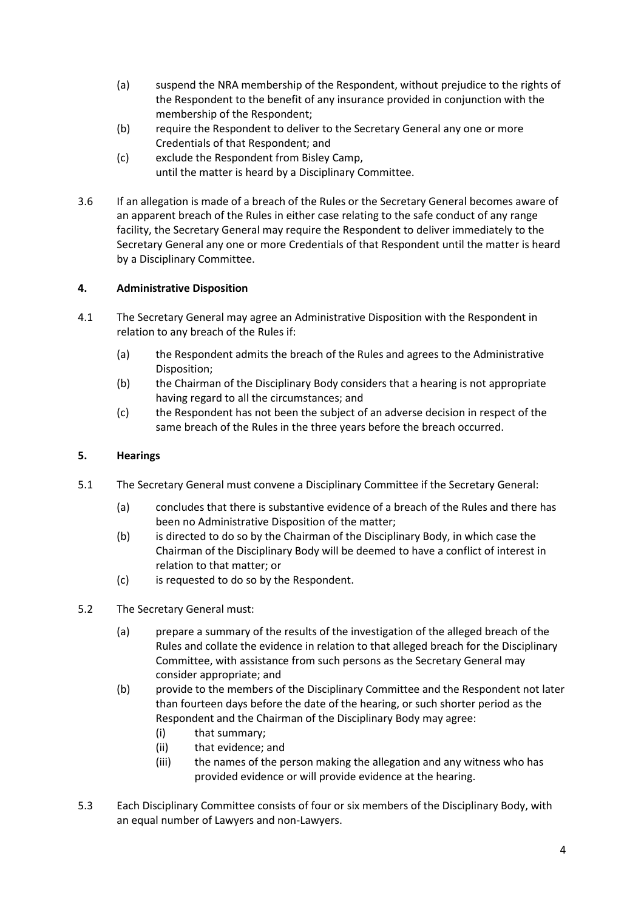(a) suspend the NRA membership of the Respondent, without prejudice to the rights of the Respondent to the benefit of any insurance provided in conjunction with the membership of the Respondent;

(b) require the Respondent to deliver to the Secretary General any one or more Credentials of that Respondent; and

(c) exclude the Respondent from Bisley Camp,

until the matter is heard by a Disciplinary Committee.

3.6 If an allegation is made of a breach of the Rules or the Secretary General becomes aware of an apparent breach of the Rules in either case relating to the safe conduct of any range facility, the Secretary General may require the Respondent to deliver immediately to the Secretary General any one or more Credentials of that Respondent until the matter is heard by a Disciplinary Committee.

## 4. Administrative Disposition

4.1 The Secretary General may agree an Administrative Disposition with the Respondent in relation to any breach of the Rules if:

(a) the Respondent admits the breach of the Rules and agrees to the Administrative Disposition;

(b) the Chairman of the Disciplinary Body considers that a hearing is not appropriate having regard to all the circumstances; and

(c) the Respondent has not been the subject of an adverse decision in respect of the same breach of the Rules in the three years before the breach occurred.

## 5. Hearings

5.1 The Secretary General must convene a Disciplinary Committee if the Secretary General:

(a) concludes that there is substantive evidence of a breach of the Rules and there has been no Administrative Disposition of the matter;

(b) is directed to do so by the Chairman of the Disciplinary Body, in which case the Chairman of the Disciplinary Body will be deemed to have a conflict of interest in relation to that matter; or

(c) is requested to do so by the Respondent.

5.2 The Secretary General must:

(a) prepare a summary of the results of the investigation of the alleged breach of the Rules and collate the evidence in relation to that alleged breach for the Disciplinary Committee, with assistance from such persons as the Secretary General may consider appropriate; and

(b) provide to the members of the Disciplinary Committee and the Respondent not later than fourteen days before the date of the hearing, or such shorter period as the Respondent and the Chairman of the Disciplinary Body may agree:

(i) that summary;

(ii) that evidence; and

(iii) the names of the person making the allegation and any witness who has provided evidence or will provide evidence at the hearing.

5.3 Each Disciplinary Committee consists of four or six members of the Disciplinary Body, with an equal number of Lawyers and non-Lawyers.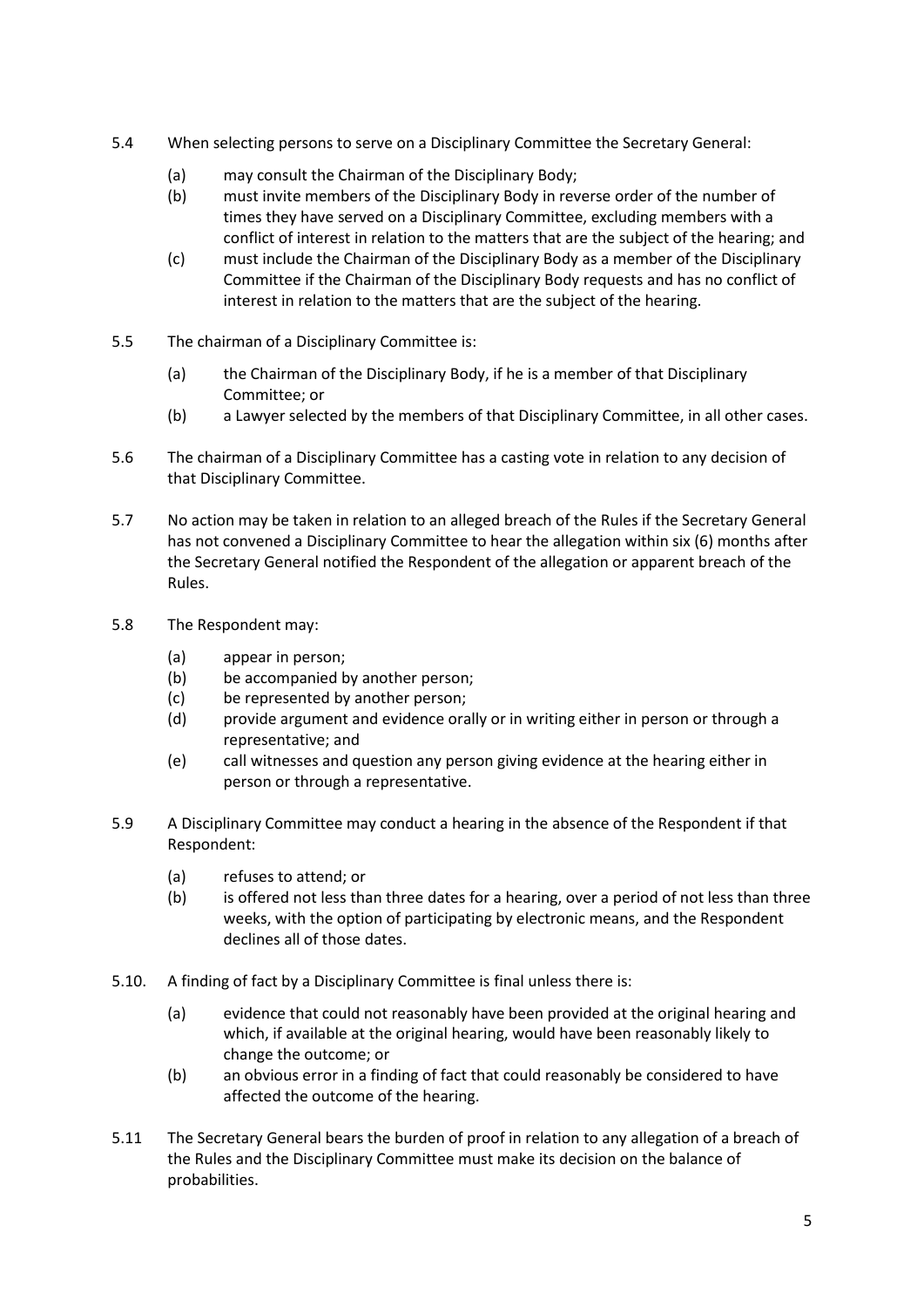5.4 When selecting persons to serve on a Disciplinary Committee the Secretary General:

(a) may consult the Chairman of the Disciplinary Body;

(b) must invite members of the Disciplinary Body in reverse order of the number of times they have served on a Disciplinary Committee, excluding members with a conflict of interest in relation to the matters that are the subject of the hearing; and

(c) must include the Chairman of the Disciplinary Body as a member of the Disciplinary Committee if the Chairman of the Disciplinary Body requests and has no conflict of interest in relation to the matters that are the subject of the hearing.

5.5 The chairman of a Disciplinary Committee is:

(a) the Chairman of the Disciplinary Body, if he is a member of that Disciplinary Committee; or

(b) a Lawyer selected by the members of that Disciplinary Committee, in all other cases.

5.6 The chairman of a Disciplinary Committee has a casting vote in relation to any decision of that Disciplinary Committee.

5.7 No action may be taken in relation to an alleged breach of the Rules if the Secretary General has not convened a Disciplinary Committee to hear the allegation within six (6) months after the Secretary General notified the Respondent of the allegation or apparent breach of the Rules.

5.8 The Respondent may:

(a) appear in person;

(b) be accompanied by another person;

(c) be represented by another person;

(d) provide argument and evidence orally or in writing either in person or through a representative; and

(e) call witnesses and question any person giving evidence at the hearing either in person or through a representative.

5.9 A Disciplinary Committee may conduct a hearing in the absence of the Respondent if that Respondent:

(a) refuses to attend; or

(b) is offered not less than three dates for a hearing, over a period of not less than three weeks, with the option of participating by electronic means, and the Respondent declines all of those dates.

5.10. A finding of fact by a Disciplinary Committee is final unless there is:

(a) evidence that could not reasonably have been provided at the original hearing and which, if available at the original hearing, would have been reasonably likely to change the outcome; or

(b) an obvious error in a finding of fact that could reasonably be considered to have affected the outcome of the hearing.

5.11 The Secretary General bears the burden of proof in relation to any allegation of a breach of the Rules and the Disciplinary Committee must make its decision on the balance of probabilities.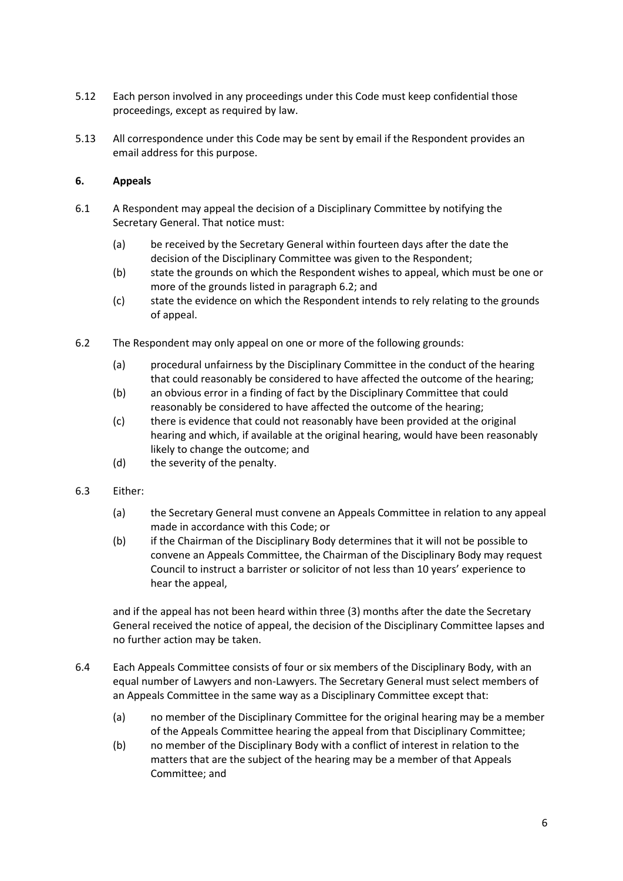5.12 Each person involved in any proceedings under this Code must keep confidential those proceedings, except as required by law.

5.13 All correspondence under this Code may be sent by email if the Respondent provides an email address for this purpose.

### 6. Appeals

6.1 A Respondent may appeal the decision of a Disciplinary Committee by notifying the Secretary General. That notice must:

- (a) be received by the Secretary General within fourteen days after the date the decision of the Disciplinary Committee was given to the Respondent;
- (b) state the grounds on which the Respondent wishes to appeal, which must be one or more of the grounds listed in paragraph 6.2; and
- (c) state the evidence on which the Respondent intends to rely relating to the grounds of appeal.

6.2 The Respondent may only appeal on one or more of the following grounds:

- (a) procedural unfairness by the Disciplinary Committee in the conduct of the hearing that could reasonably be considered to have affected the outcome of the hearing;
- (b) an obvious error in a finding of fact by the Disciplinary Committee that could reasonably be considered to have affected the outcome of the hearing;
- (c) there is evidence that could not reasonably have been provided at the original hearing and which, if available at the original hearing, would have been reasonably likely to change the outcome; and
- (d) the severity of the penalty.

6.3 Either:

- (a) the Secretary General must convene an Appeals Committee in relation to any appeal made in accordance with this Code; or
- (b) if the Chairman of the Disciplinary Body determines that it will not be possible to convene an Appeals Committee, the Chairman of the Disciplinary Body may request Council to instruct a barrister or solicitor of not less than 10 years' experience to hear the appeal,

and if the appeal has not been heard within three (3) months after the date the Secretary General received the notice of appeal, the decision of the Disciplinary Committee lapses and no further action may be taken.

6.4 Each Appeals Committee consists of four or six members of the Disciplinary Body, with an equal number of Lawyers and non-Lawyers. The Secretary General must select members of an Appeals Committee in the same way as a Disciplinary Committee except that:

- (a) no member of the Disciplinary Committee for the original hearing may be a member of the Appeals Committee hearing the appeal from that Disciplinary Committee;
- (b) no member of the Disciplinary Body with a conflict of interest in relation to the matters that are the subject of the hearing may be a member of that Appeals Committee; and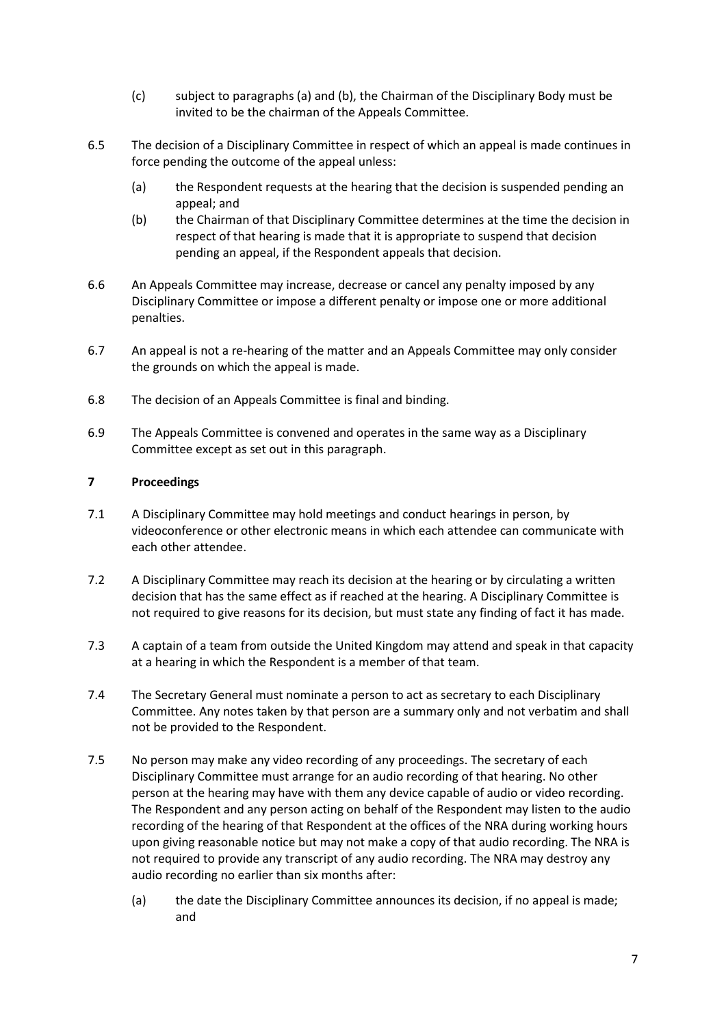(c) subject to paragraphs (a) and (b), the Chairman of the Disciplinary Body must be invited to be the chairman of the Appeals Committee.

6.5 The decision of a Disciplinary Committee in respect of which an appeal is made continues in force pending the outcome of the appeal unless:

(a) the Respondent requests at the hearing that the decision is suspended pending an appeal; and

(b) the Chairman of that Disciplinary Committee determines at the time the decision in respect of that hearing is made that it is appropriate to suspend that decision pending an appeal, if the Respondent appeals that decision.

6.6 An Appeals Committee may increase, decrease or cancel any penalty imposed by any Disciplinary Committee or impose a different penalty or impose one or more additional penalties.

6.7 An appeal is not a re-hearing of the matter and an Appeals Committee may only consider the grounds on which the appeal is made.

6.8 The decision of an Appeals Committee is final and binding.

6.9 The Appeals Committee is convened and operates in the same way as a Disciplinary Committee except as set out in this paragraph.

## 7 Proceedings

7.1 A Disciplinary Committee may hold meetings and conduct hearings in person, by videoconference or other electronic means in which each attendee can communicate with each other attendee.

7.2 A Disciplinary Committee may reach its decision at the hearing or by circulating a written decision that has the same effect as if reached at the hearing. A Disciplinary Committee is not required to give reasons for its decision, but must state any finding of fact it has made.

7.3 A captain of a team from outside the United Kingdom may attend and speak in that capacity at a hearing in which the Respondent is a member of that team.

7.4 The Secretary General must nominate a person to act as secretary to each Disciplinary Committee. Any notes taken by that person are a summary only and not verbatim and shall not be provided to the Respondent.

7.5 No person may make any video recording of any proceedings. The secretary of each Disciplinary Committee must arrange for an audio recording of that hearing. No other person at the hearing may have with them any device capable of audio or video recording. The Respondent and any person acting on behalf of the Respondent may listen to the audio recording of the hearing of that Respondent at the offices of the NRA during working hours upon giving reasonable notice but may not make a copy of that audio recording. The NRA is not required to provide any transcript of any audio recording. The NRA may destroy any audio recording no earlier than six months after:

(a) the date the Disciplinary Committee announces its decision, if no appeal is made; and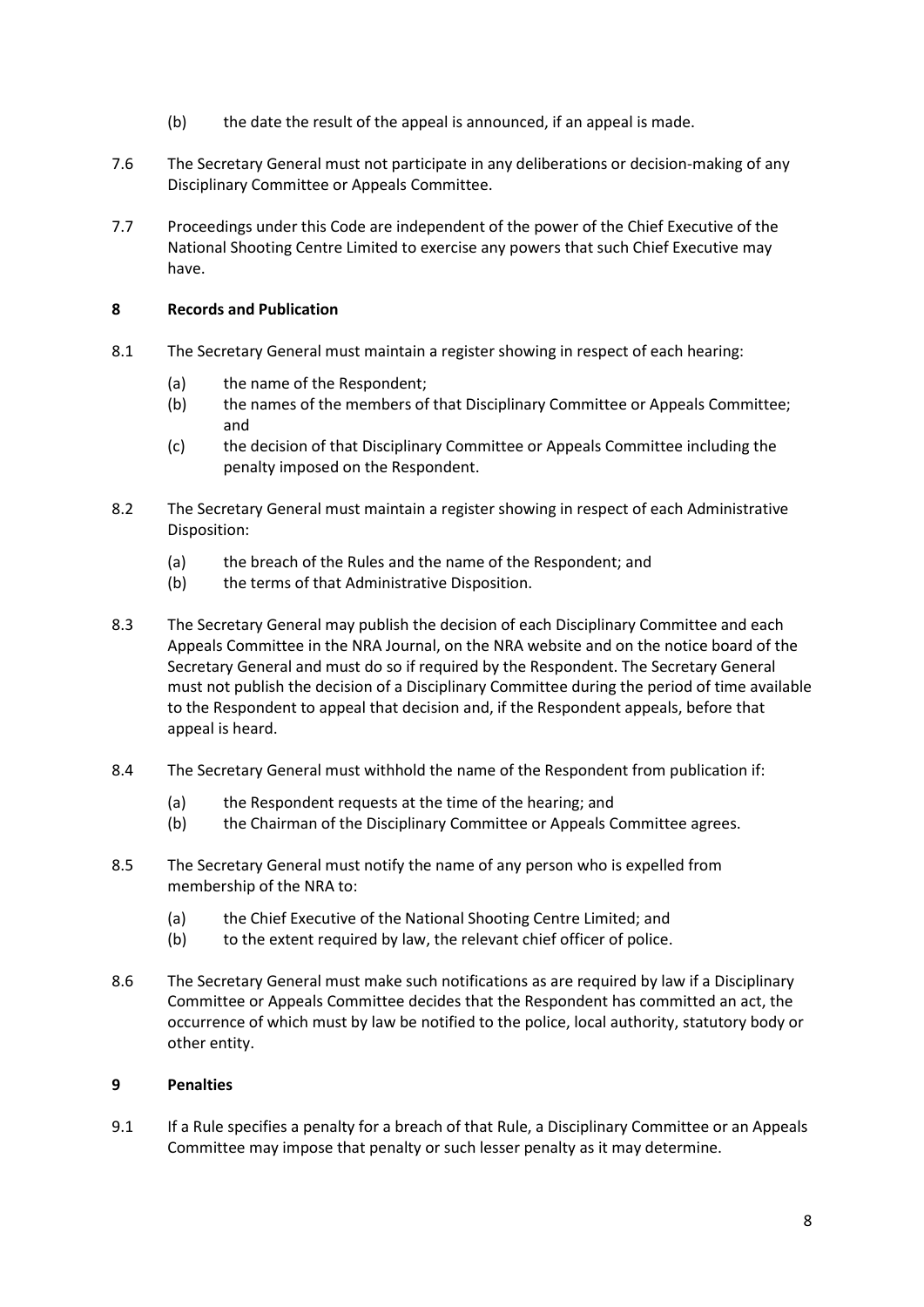(b) the date the result of the appeal is announced, if an appeal is made.

7.6 The Secretary General must not participate in any deliberations or decision-making of any Disciplinary Committee or Appeals Committee.

7.7 Proceedings under this Code are independent of the power of the Chief Executive of the National Shooting Centre Limited to exercise any powers that such Chief Executive may have.

## 8 Records and Publication

8.1 The Secretary General must maintain a register showing in respect of each hearing:

- (a) the name of the Respondent;
- (b) the names of the members of that Disciplinary Committee or Appeals Committee; and
- (c) the decision of that Disciplinary Committee or Appeals Committee including the penalty imposed on the Respondent.

8.2 The Secretary General must maintain a register showing in respect of each Administrative Disposition:

- (a) the breach of the Rules and the name of the Respondent; and
- (b) the terms of that Administrative Disposition.

8.3 The Secretary General may publish the decision of each Disciplinary Committee and each Appeals Committee in the NRA Journal, on the NRA website and on the notice board of the Secretary General and must do so if required by the Respondent. The Secretary General must not publish the decision of a Disciplinary Committee during the period of time available to the Respondent to appeal that decision and, if the Respondent appeals, before that appeal is heard.

8.4 The Secretary General must withhold the name of the Respondent from publication if:

- (a) the Respondent requests at the time of the hearing; and
- (b) the Chairman of the Disciplinary Committee or Appeals Committee agrees.

8.5 The Secretary General must notify the name of any person who is expelled from membership of the NRA to:

- (a) the Chief Executive of the National Shooting Centre Limited; and
- (b) to the extent required by law, the relevant chief officer of police.

8.6 The Secretary General must make such notifications as are required by law if a Disciplinary Committee or Appeals Committee decides that the Respondent has committed an act, the occurrence of which must by law be notified to the police, local authority, statutory body or other entity.

## 9 Penalties

9.1 If a Rule specifies a penalty for a breach of that Rule, a Disciplinary Committee or an Appeals Committee may impose that penalty or such lesser penalty as it may determine.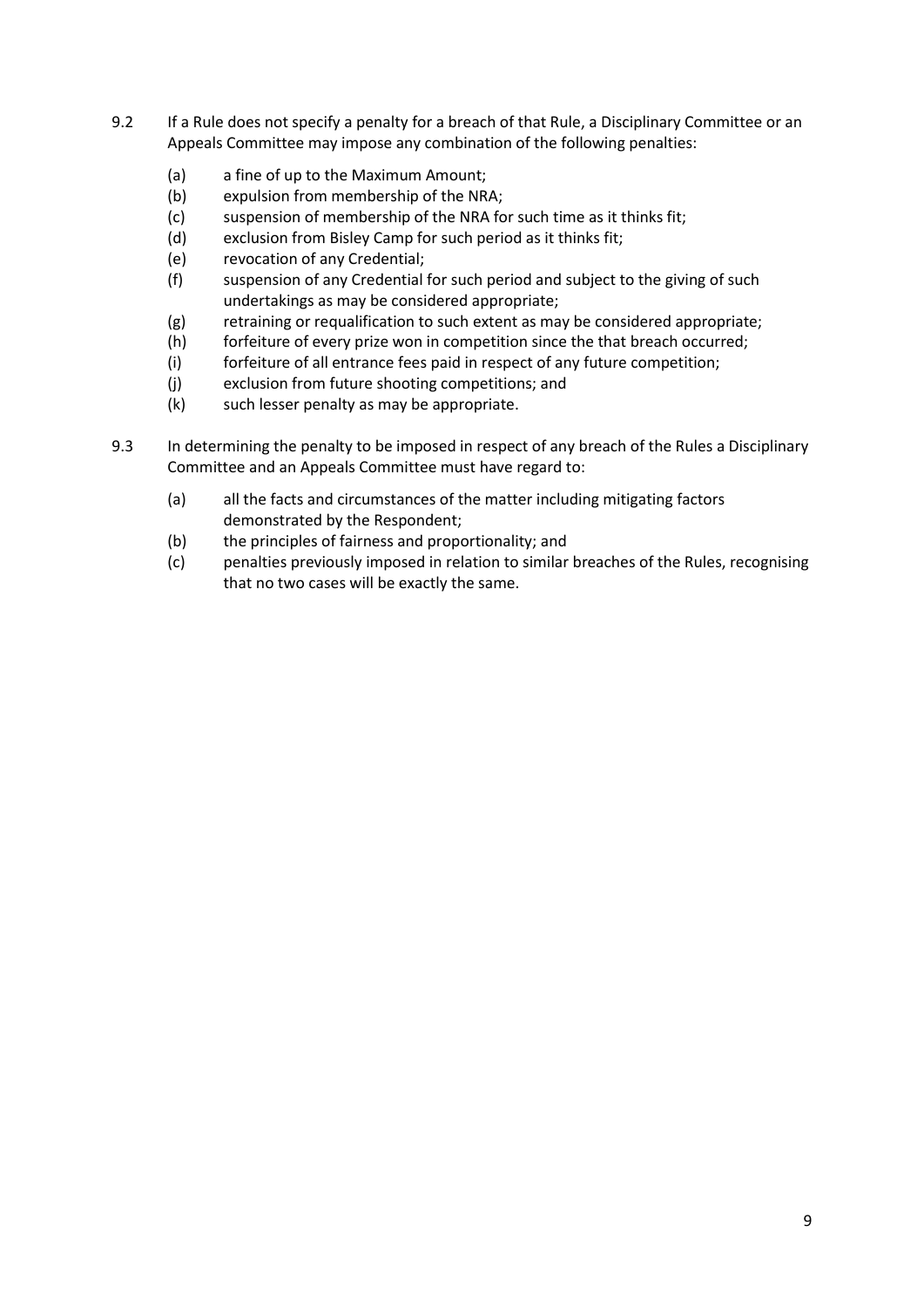9.2 If a Rule does not specify a penalty for a breach of that Rule, a Disciplinary Committee or an Appeals Committee may impose any combination of the following penalties:

(a) a fine of up to the Maximum Amount;
(b) expulsion from membership of the NRA;
(c) suspension of membership of the NRA for such time as it thinks fit;
(d) exclusion from Bisley Camp for such period as it thinks fit;
(e) revocation of any Credential;
(f) suspension of any Credential for such period and subject to the giving of such undertakings as may be considered appropriate;
(g) retraining or requalification to such extent as may be considered appropriate;
(h) forfeiture of every prize won in competition since the that breach occurred;
(i) forfeiture of all entrance fees paid in respect of any future competition;
(j) exclusion from future shooting competitions; and
(k) such lesser penalty as may be appropriate.

9.3 In determining the penalty to be imposed in respect of any breach of the Rules a Disciplinary Committee and an Appeals Committee must have regard to:

(a) all the facts and circumstances of the matter including mitigating factors demonstrated by the Respondent;
(b) the principles of fairness and proportionality; and
(c) penalties previously imposed in relation to similar breaches of the Rules, recognising that no two cases will be exactly the same.